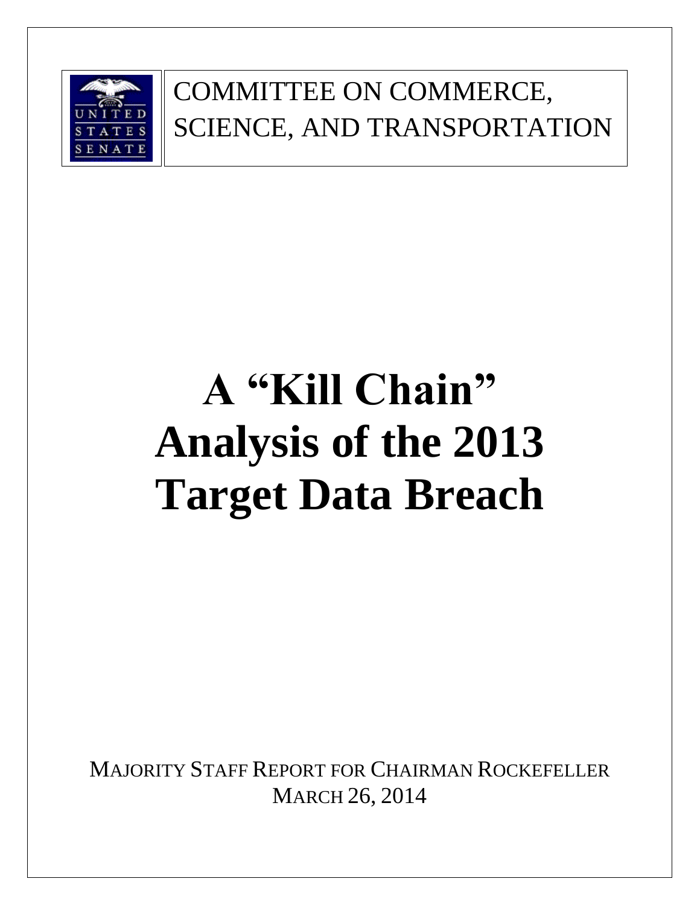UNITED STATES SENATE

COMMITTEE ON COMMERCE, SCIENCE, AND TRANSPORTATION

# A "Kill Chain" Analysis of the 2013 Target Data Breach

MAJORITY STAFF REPORT FOR CHAIRMAN ROCKEFELLER

MARCH 26, 2014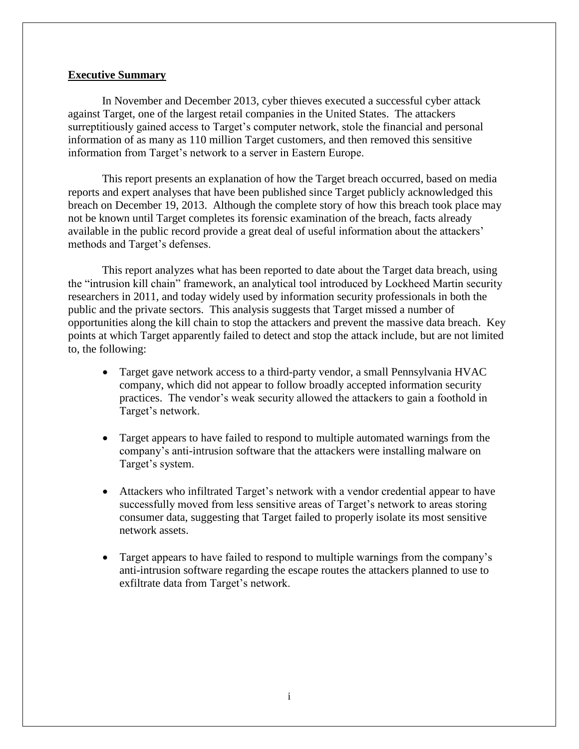## **Executive Summary**

In November and December 2013, cyber thieves executed a successful cyber attack against Target, one of the largest retail companies in the United States. The attackers surreptitiously gained access to Target's computer network, stole the financial and personal information of as many as 110 million Target customers, and then removed this sensitive information from Target's network to a server in Eastern Europe.

This report presents an explanation of how the Target breach occurred, based on media reports and expert analyses that have been published since Target publicly acknowledged this breach on December 19, 2013. Although the complete story of how this breach took place may not be known until Target completes its forensic examination of the breach, facts already available in the public record provide a great deal of useful information about the attackers' methods and Target's defenses.

This report analyzes what has been reported to date about the Target data breach, using the "intrusion kill chain" framework, an analytical tool introduced by Lockheed Martin security researchers in 2011, and today widely used by information security professionals in both the public and the private sectors. This analysis suggests that Target missed a number of opportunities along the kill chain to stop the attackers and prevent the massive data breach. Key points at which Target apparently failed to detect and stop the attack include, but are not limited to, the following:

- Target gave network access to a third-party vendor, a small Pennsylvania HVAC company, which did not appear to follow broadly accepted information security practices. The vendor's weak security allowed the attackers to gain a foothold in Target's network.
- Target appears to have failed to respond to multiple automated warnings from the company's anti-intrusion software that the attackers were installing malware on Target's system.
- Attackers who infiltrated Target's network with a vendor credential appear to have successfully moved from less sensitive areas of Target's network to areas storing consumer data, suggesting that Target failed to properly isolate its most sensitive network assets.
- Target appears to have failed to respond to multiple warnings from the company's anti-intrusion software regarding the escape routes the attackers planned to use to exfiltrate data from Target's network.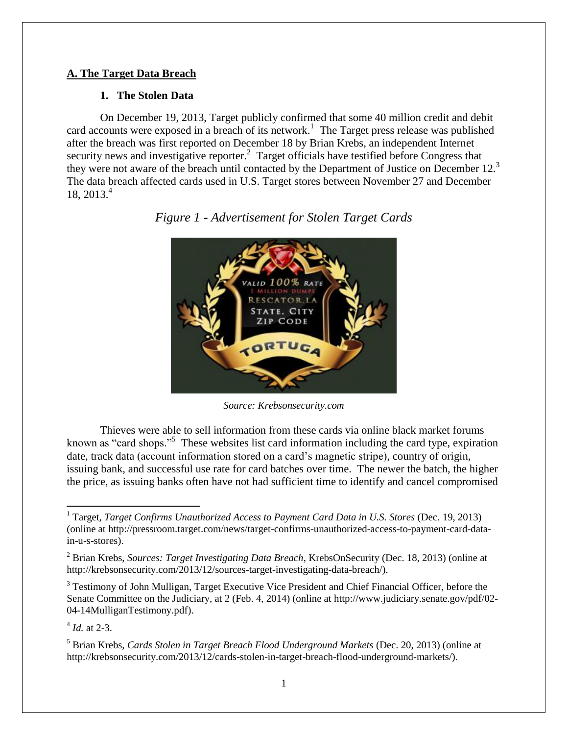## A. The Target Data Breach

### 1. The Stolen Data

On December 19, 2013, Target publicly confirmed that some 40 million credit and debit card accounts were exposed in a breach of its network.[1] The Target press release was published after the breach was first reported on December 18 by Brian Krebs, an independent Internet security news and investigative reporter.[2] Target officials have testified before Congress that they were not aware of the breach until contacted by the Department of Justice on December 12.[3] The data breach affected cards used in U.S. Target stores between November 27 and December 18, 2013.[4]

*Figure 1 - Advertisement for Stolen Target Cards*

*Source: Krebsonsecurity.com*

Thieves were able to sell information from these cards via online black market forums known as "card shops."[5] These websites list card information including the card type, expiration date, track data (account information stored on a card's magnetic stripe), country of origin, issuing bank, and successful use rate for card batches over time. The newer the batch, the higher the price, as issuing banks often have not had sufficient time to identify and cancel compromised

---

[1] Target, *Target Confirms Unauthorized Access to Payment Card Data in U.S. Stores* (Dec. 19, 2013) (online at http://pressroom.target.com/news/target-confirms-unauthorized-access-to-payment-card-data-in-u-s-stores).

[2] Brian Krebs, *Sources: Target Investigating Data Breach*, KrebsOnSecurity (Dec. 18, 2013) (online at http://krebsonsecurity.com/2013/12/sources-target-investigating-data-breach/).

[3] Testimony of John Mulligan, Target Executive Vice President and Chief Financial Officer, before the Senate Committee on the Judiciary, at 2 (Feb. 4, 2014) (online at http://www.judiciary.senate.gov/pdf/02-04-14MulliganTestimony.pdf).

[4] *Id.* at 2-3.

[5] Brian Krebs, *Cards Stolen in Target Breach Flood Underground Markets* (Dec. 20, 2013) (online at http://krebsonsecurity.com/2013/12/cards-stolen-in-target-breach-flood-underground-markets/).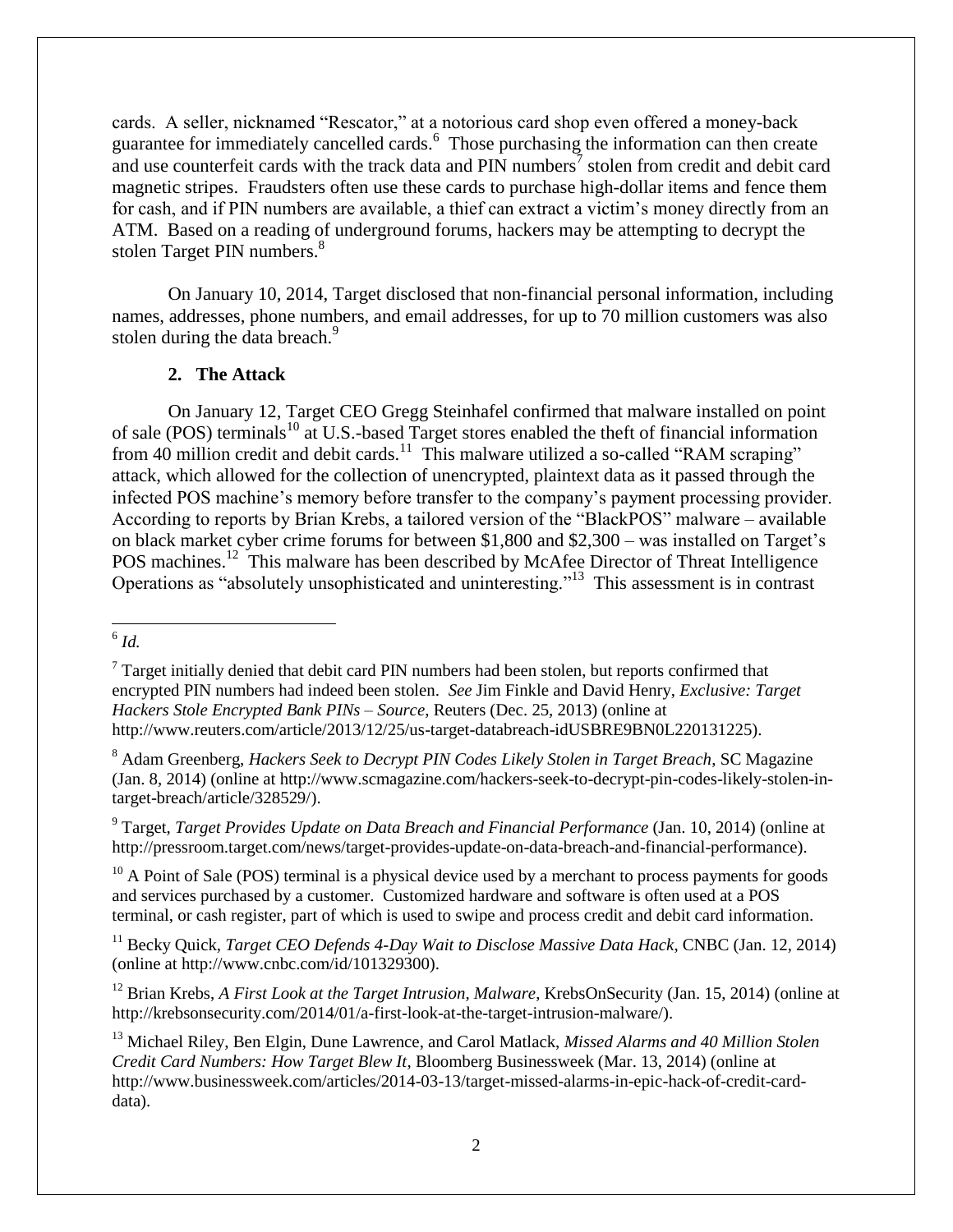cards. A seller, nicknamed "Rescator," at a notorious card shop even offered a money-back guarantee for immediately cancelled cards.[6] Those purchasing the information can then create and use counterfeit cards with the track data and PIN numbers[7] stolen from credit and debit card magnetic stripes. Fraudsters often use these cards to purchase high-dollar items and fence them for cash, and if PIN numbers are available, a thief can extract a victim's money directly from an ATM. Based on a reading of underground forums, hackers may be attempting to decrypt the stolen Target PIN numbers.[8]

On January 10, 2014, Target disclosed that non-financial personal information, including names, addresses, phone numbers, and email addresses, for up to 70 million customers was also stolen during the data breach.[9]

### 2. The Attack

On January 12, Target CEO Gregg Steinhafel confirmed that malware installed on point of sale (POS) terminals[10] at U.S.-based Target stores enabled the theft of financial information from 40 million credit and debit cards.[11] This malware utilized a so-called "RAM scraping" attack, which allowed for the collection of unencrypted, plaintext data as it passed through the infected POS machine's memory before transfer to the company's payment processing provider. According to reports by Brian Krebs, a tailored version of the "BlackPOS" malware – available on black market cyber crime forums for between $1,800 and $2,300 – was installed on Target's POS machines.[12] This malware has been described by McAfee Director of Threat Intelligence Operations as "absolutely unsophisticated and uninteresting."[13] This assessment is in contrast

---

[6] *Id.*

[7] Target initially denied that debit card PIN numbers had been stolen, but reports confirmed that encrypted PIN numbers had indeed been stolen. *See* Jim Finkle and David Henry, *Exclusive: Target Hackers Stole Encrypted Bank PINs – Source*, Reuters (Dec. 25, 2013) (online at http://www.reuters.com/article/2013/12/25/us-target-databreach-idUSBRE9BN0L220131225).

[8] Adam Greenberg, *Hackers Seek to Decrypt PIN Codes Likely Stolen in Target Breach*, SC Magazine (Jan. 8, 2014) (online at http://www.scmagazine.com/hackers-seek-to-decrypt-pin-codes-likely-stolen-in-target-breach/article/328529/).

[9] Target, *Target Provides Update on Data Breach and Financial Performance* (Jan. 10, 2014) (online at http://pressroom.target.com/news/target-provides-update-on-data-breach-and-financial-performance).

[10] A Point of Sale (POS) terminal is a physical device used by a merchant to process payments for goods and services purchased by a customer. Customized hardware and software is often used at a POS terminal, or cash register, part of which is used to swipe and process credit and debit card information.

[11] Becky Quick, *Target CEO Defends 4-Day Wait to Disclose Massive Data Hack*, CNBC (Jan. 12, 2014) (online at http://www.cnbc.com/id/101329300).

[12] Brian Krebs, *A First Look at the Target Intrusion, Malware*, KrebsOnSecurity (Jan. 15, 2014) (online at http://krebsonsecurity.com/2014/01/a-first-look-at-the-target-intrusion-malware/).

[13] Michael Riley, Ben Elgin, Dune Lawrence, and Carol Matlack, *Missed Alarms and 40 Million Stolen Credit Card Numbers: How Target Blew It*, Bloomberg Businessweek (Mar. 13, 2014) (online at http://www.businessweek.com/articles/2014-03-13/target-missed-alarms-in-epic-hack-of-credit-card-data).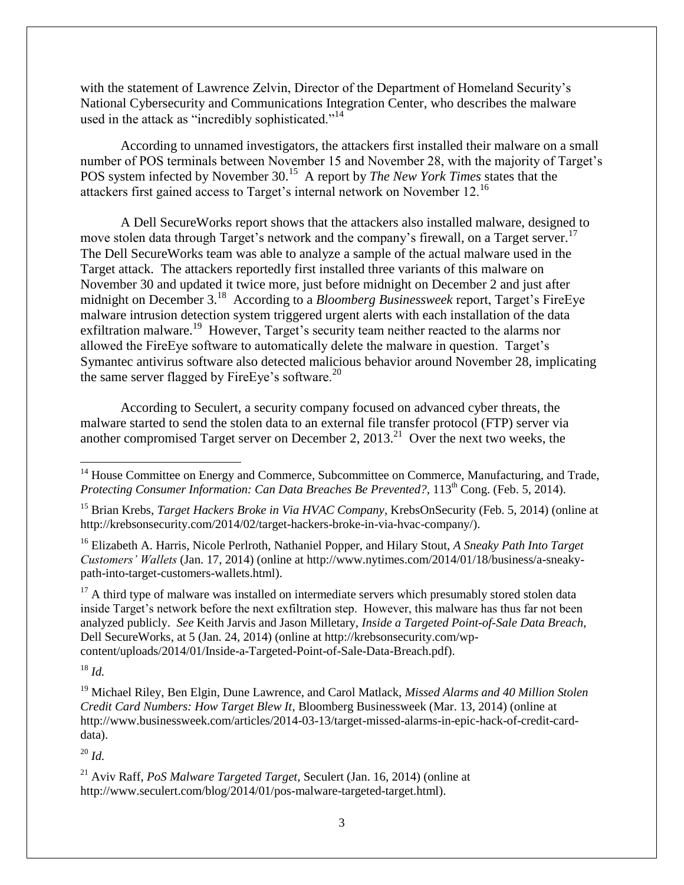with the statement of Lawrence Zelvin, Director of the Department of Homeland Security's National Cybersecurity and Communications Integration Center, who describes the malware used in the attack as "incredibly sophisticated."[14]

According to unnamed investigators, the attackers first installed their malware on a small number of POS terminals between November 15 and November 28, with the majority of Target's POS system infected by November 30.[15] A report by *The New York Times* states that the attackers first gained access to Target's internal network on November 12.[16]

A Dell SecureWorks report shows that the attackers also installed malware, designed to move stolen data through Target's network and the company's firewall, on a Target server.[17] The Dell SecureWorks team was able to analyze a sample of the actual malware used in the Target attack. The attackers reportedly first installed three variants of this malware on November 30 and updated it twice more, just before midnight on December 2 and just after midnight on December 3.[18] According to a *Bloomberg Businessweek* report, Target's FireEye malware intrusion detection system triggered urgent alerts with each installation of the data exfiltration malware.[19] However, Target's security team neither reacted to the alarms nor allowed the FireEye software to automatically delete the malware in question. Target's Symantec antivirus software also detected malicious behavior around November 28, implicating the same server flagged by FireEye's software.[20]

According to Seculert, a security company focused on advanced cyber threats, the malware started to send the stolen data to an external file transfer protocol (FTP) server via another compromised Target server on December 2, 2013.[21] Over the next two weeks, the

---

[14] House Committee on Energy and Commerce, Subcommittee on Commerce, Manufacturing, and Trade, *Protecting Consumer Information: Can Data Breaches Be Prevented?*, 113th Cong. (Feb. 5, 2014).

[15] Brian Krebs, *Target Hackers Broke in Via HVAC Company*, KrebsOnSecurity (Feb. 5, 2014) (online at http://krebsonsecurity.com/2014/02/target-hackers-broke-in-via-hvac-company/).

[16] Elizabeth A. Harris, Nicole Perlroth, Nathaniel Popper, and Hilary Stout, *A Sneaky Path Into Target Customers' Wallets* (Jan. 17, 2014) (online at http://www.nytimes.com/2014/01/18/business/a-sneaky-path-into-target-customers-wallets.html).

[17] A third type of malware was installed on intermediate servers which presumably stored stolen data inside Target's network before the next exfiltration step. However, this malware has thus far not been analyzed publicly. *See* Keith Jarvis and Jason Milletary, *Inside a Targeted Point-of-Sale Data Breach*, Dell SecureWorks, at 5 (Jan. 24, 2014) (online at http://krebsonsecurity.com/wp-content/uploads/2014/01/Inside-a-Targeted-Point-of-Sale-Data-Breach.pdf).

[18] *Id.*

[19] Michael Riley, Ben Elgin, Dune Lawrence, and Carol Matlack, *Missed Alarms and 40 Million Stolen Credit Card Numbers: How Target Blew It*, Bloomberg Businessweek (Mar. 13, 2014) (online at http://www.businessweek.com/articles/2014-03-13/target-missed-alarms-in-epic-hack-of-credit-card-data).

[20] *Id.*

[21] Aviv Raff, *PoS Malware Targeted Target*, Seculert (Jan. 16, 2014) (online at http://www.seculert.com/blog/2014/01/pos-malware-targeted-target.html).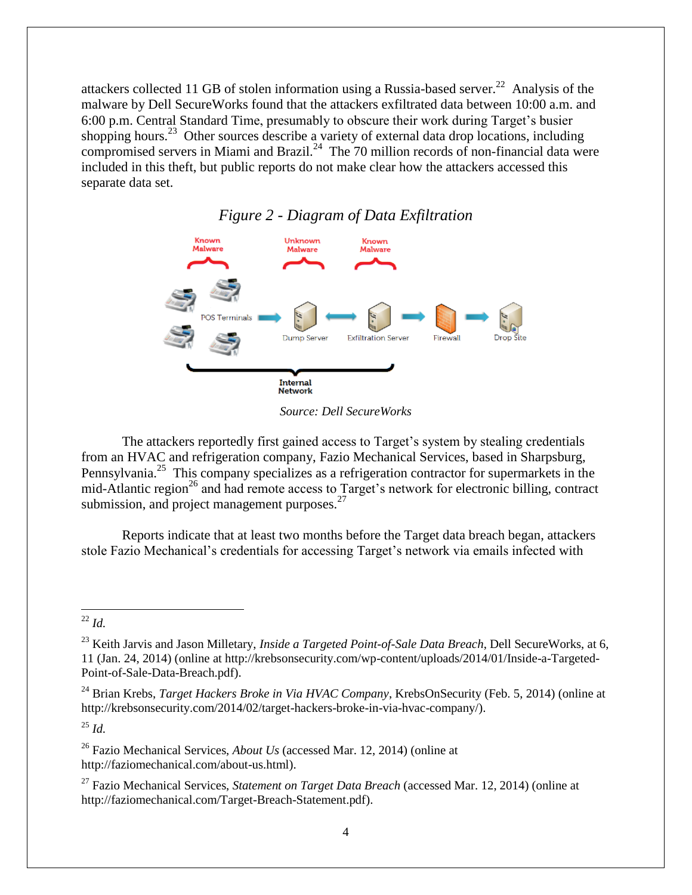attackers collected 11 GB of stolen information using a Russia-based server.[22] Analysis of the malware by Dell SecureWorks found that the attackers exfiltrated data between 10:00 a.m. and 6:00 p.m. Central Standard Time, presumably to obscure their work during Target's busier shopping hours.[23] Other sources describe a variety of external data drop locations, including compromised servers in Miami and Brazil.[24] The 70 million records of non-financial data were included in this theft, but public reports do not make clear how the attackers accessed this separate data set.

*Figure 2 - Diagram of Data Exfiltration*

*Source: Dell SecureWorks*

The attackers reportedly first gained access to Target's system by stealing credentials from an HVAC and refrigeration company, Fazio Mechanical Services, based in Sharpsburg, Pennsylvania.[25] This company specializes as a refrigeration contractor for supermarkets in the mid-Atlantic region[26] and had remote access to Target's network for electronic billing, contract submission, and project management purposes.[27]

Reports indicate that at least two months before the Target data breach began, attackers stole Fazio Mechanical's credentials for accessing Target's network via emails infected with

---

[22] *Id.*

[23] Keith Jarvis and Jason Milletary, *Inside a Targeted Point-of-Sale Data Breach*, Dell SecureWorks, at 6, 11 (Jan. 24, 2014) (online at http://krebsonsecurity.com/wp-content/uploads/2014/01/Inside-a-Targeted-Point-of-Sale-Data-Breach.pdf).

[24] Brian Krebs, *Target Hackers Broke in Via HVAC Company*, KrebsOnSecurity (Feb. 5, 2014) (online at http://krebsonsecurity.com/2014/02/target-hackers-broke-in-via-hvac-company/).

[25] *Id.*

[26] Fazio Mechanical Services, *About Us* (accessed Mar. 12, 2014) (online at http://faziomechanical.com/about-us.html).

[27] Fazio Mechanical Services, *Statement on Target Data Breach* (accessed Mar. 12, 2014) (online at http://faziomechanical.com/Target-Breach-Statement.pdf).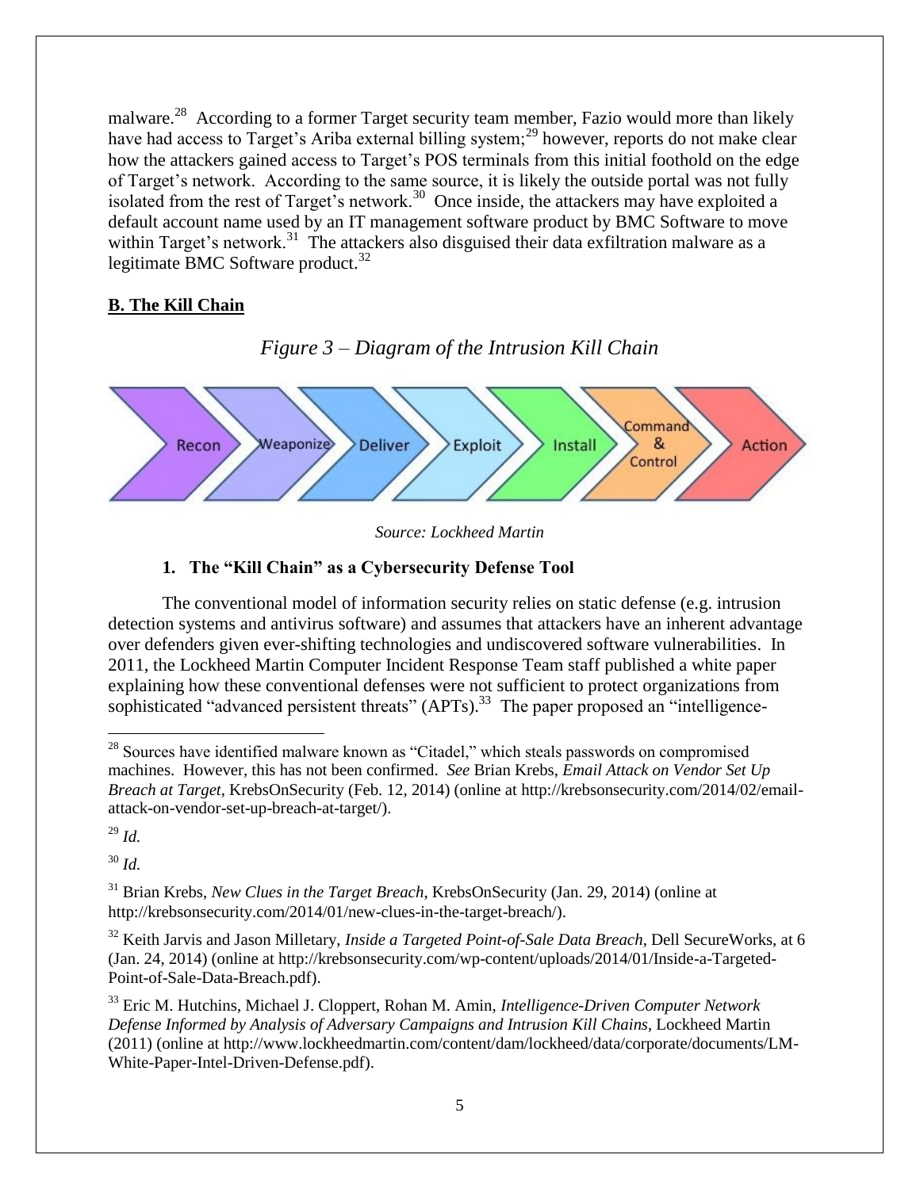malware.[28] According to a former Target security team member, Fazio would more than likely have had access to Target's Ariba external billing system;[29] however, reports do not make clear how the attackers gained access to Target's POS terminals from this initial foothold on the edge of Target's network. According to the same source, it is likely the outside portal was not fully isolated from the rest of Target's network.[30] Once inside, the attackers may have exploited a default account name used by an IT management software product by BMC Software to move within Target's network.[31] The attackers also disguised their data exfiltration malware as a legitimate BMC Software product.[32]

## **B. The Kill Chain**

*Figure 3 – Diagram of the Intrusion Kill Chain*

Recon → Weaponize → Deliver → Exploit → Install → Command & Control → Action

*Source: Lockheed Martin*

### 1. The "Kill Chain" as a Cybersecurity Defense Tool

The conventional model of information security relies on static defense (e.g. intrusion detection systems and antivirus software) and assumes that attackers have an inherent advantage over defenders given ever-shifting technologies and undiscovered software vulnerabilities. In 2011, the Lockheed Martin Computer Incident Response Team staff published a white paper explaining how these conventional defenses were not sufficient to protect organizations from sophisticated "advanced persistent threats" (APTs).[33] The paper proposed an "intelligence-

---

[28] Sources have identified malware known as "Citadel," which steals passwords on compromised machines. However, this has not been confirmed. *See* Brian Krebs, *Email Attack on Vendor Set Up Breach at Target*, KrebsOnSecurity (Feb. 12, 2014) (online at http://krebsonsecurity.com/2014/02/email-attack-on-vendor-set-up-breach-at-target/).

[29] *Id.*

[30] *Id.*

[31] Brian Krebs, *New Clues in the Target Breach*, KrebsOnSecurity (Jan. 29, 2014) (online at http://krebsonsecurity.com/2014/01/new-clues-in-the-target-breach/).

[32] Keith Jarvis and Jason Milletary, *Inside a Targeted Point-of-Sale Data Breach*, Dell SecureWorks, at 6 (Jan. 24, 2014) (online at http://krebsonsecurity.com/wp-content/uploads/2014/01/Inside-a-Targeted-Point-of-Sale-Data-Breach.pdf).

[33] Eric M. Hutchins, Michael J. Cloppert, Rohan M. Amin, *Intelligence-Driven Computer Network Defense Informed by Analysis of Adversary Campaigns and Intrusion Kill Chains*, Lockheed Martin (2011) (online at http://www.lockheedmartin.com/content/dam/lockheed/data/corporate/documents/LM-White-Paper-Intel-Driven-Defense.pdf).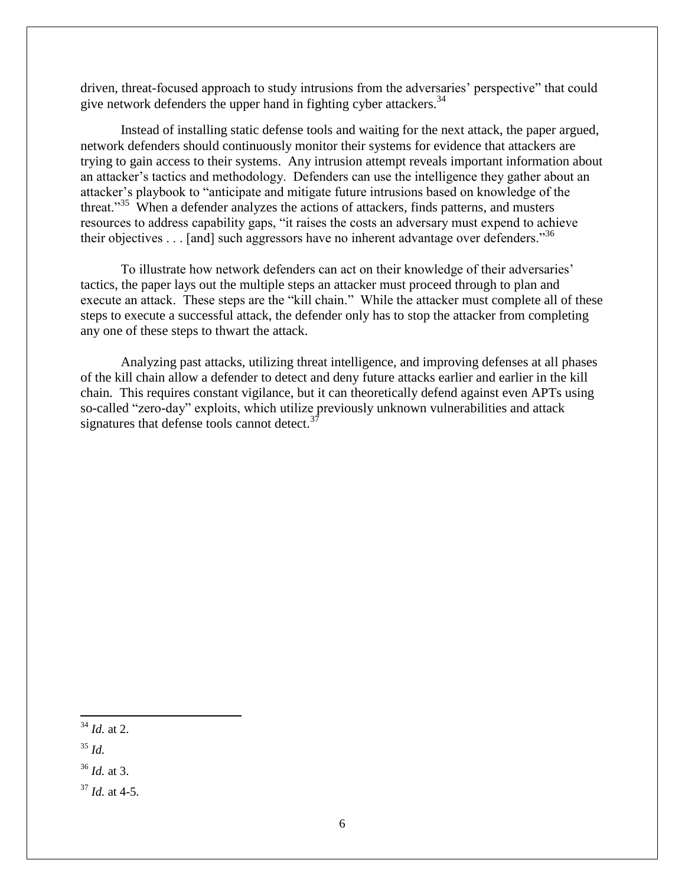driven, threat-focused approach to study intrusions from the adversaries' perspective" that could give network defenders the upper hand in fighting cyber attackers.[34]

Instead of installing static defense tools and waiting for the next attack, the paper argued, network defenders should continuously monitor their systems for evidence that attackers are trying to gain access to their systems. Any intrusion attempt reveals important information about an attacker's tactics and methodology. Defenders can use the intelligence they gather about an attacker's playbook to "anticipate and mitigate future intrusions based on knowledge of the threat."[35] When a defender analyzes the actions of attackers, finds patterns, and musters resources to address capability gaps, "it raises the costs an adversary must expend to achieve their objectives . . . [and] such aggressors have no inherent advantage over defenders."[36]

To illustrate how network defenders can act on their knowledge of their adversaries' tactics, the paper lays out the multiple steps an attacker must proceed through to plan and execute an attack. These steps are the "kill chain." While the attacker must complete all of these steps to execute a successful attack, the defender only has to stop the attacker from completing any one of these steps to thwart the attack.

Analyzing past attacks, utilizing threat intelligence, and improving defenses at all phases of the kill chain allow a defender to detect and deny future attacks earlier and earlier in the kill chain. This requires constant vigilance, but it can theoretically defend against even APTs using so-called "zero-day" exploits, which utilize previously unknown vulnerabilities and attack signatures that defense tools cannot detect.[37]

---

[34] *Id.* at 2.

[35] *Id.*

[36] *Id.* at 3.

[37] *Id.* at 4-5.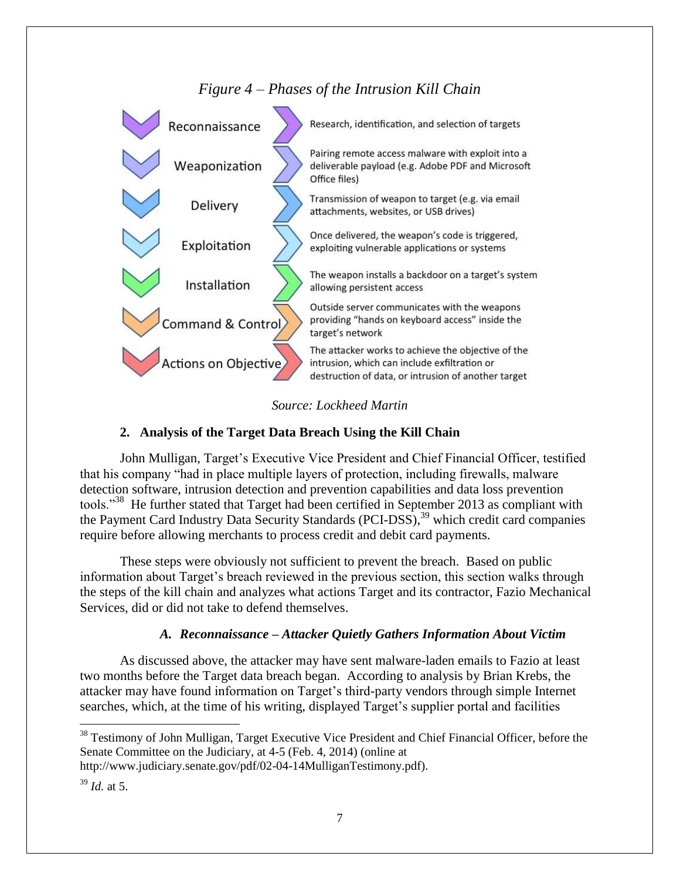*Figure 4 – Phases of the Intrusion Kill Chain*

| Phase | Description |
|---|---|
| Reconnaissance | Research, identification, and selection of targets |
| Weaponization | Pairing remote access malware with exploit into a deliverable payload (e.g. Adobe PDF and Microsoft Office files) |
| Delivery | Transmission of weapon to target (e.g. via email attachments, websites, or USB drives) |
| Exploitation | Once delivered, the weapon's code is triggered, exploiting vulnerable applications or systems |
| Installation | The weapon installs a backdoor on a target's system allowing persistent access |
| Command & Control | Outside server communicates with the weapons providing "hands on keyboard access" inside the target's network |
| Actions on Objective | The attacker works to achieve the objective of the intrusion, which can include exfiltration or destruction of data, or intrusion of another target |

*Source: Lockheed Martin*

### 2. Analysis of the Target Data Breach Using the Kill Chain

John Mulligan, Target's Executive Vice President and Chief Financial Officer, testified that his company "had in place multiple layers of protection, including firewalls, malware detection software, intrusion detection and prevention capabilities and data loss prevention tools."[38] He further stated that Target had been certified in September 2013 as compliant with the Payment Card Industry Data Security Standards (PCI-DSS),[39] which credit card companies require before allowing merchants to process credit and debit card payments.

These steps were obviously not sufficient to prevent the breach. Based on public information about Target's breach reviewed in the previous section, this section walks through the steps of the kill chain and analyzes what actions Target and its contractor, Fazio Mechanical Services, did or did not take to defend themselves.

#### *A. Reconnaissance – Attacker Quietly Gathers Information About Victim*

As discussed above, the attacker may have sent malware-laden emails to Fazio at least two months before the Target data breach began. According to analysis by Brian Krebs, the attacker may have found information on Target's third-party vendors through simple Internet searches, which, at the time of his writing, displayed Target's supplier portal and facilities

---

[38] Testimony of John Mulligan, Target Executive Vice President and Chief Financial Officer, before the Senate Committee on the Judiciary, at 4-5 (Feb. 4, 2014) (online at http://www.judiciary.senate.gov/pdf/02-04-14MulliganTestimony.pdf).

[39] *Id.* at 5.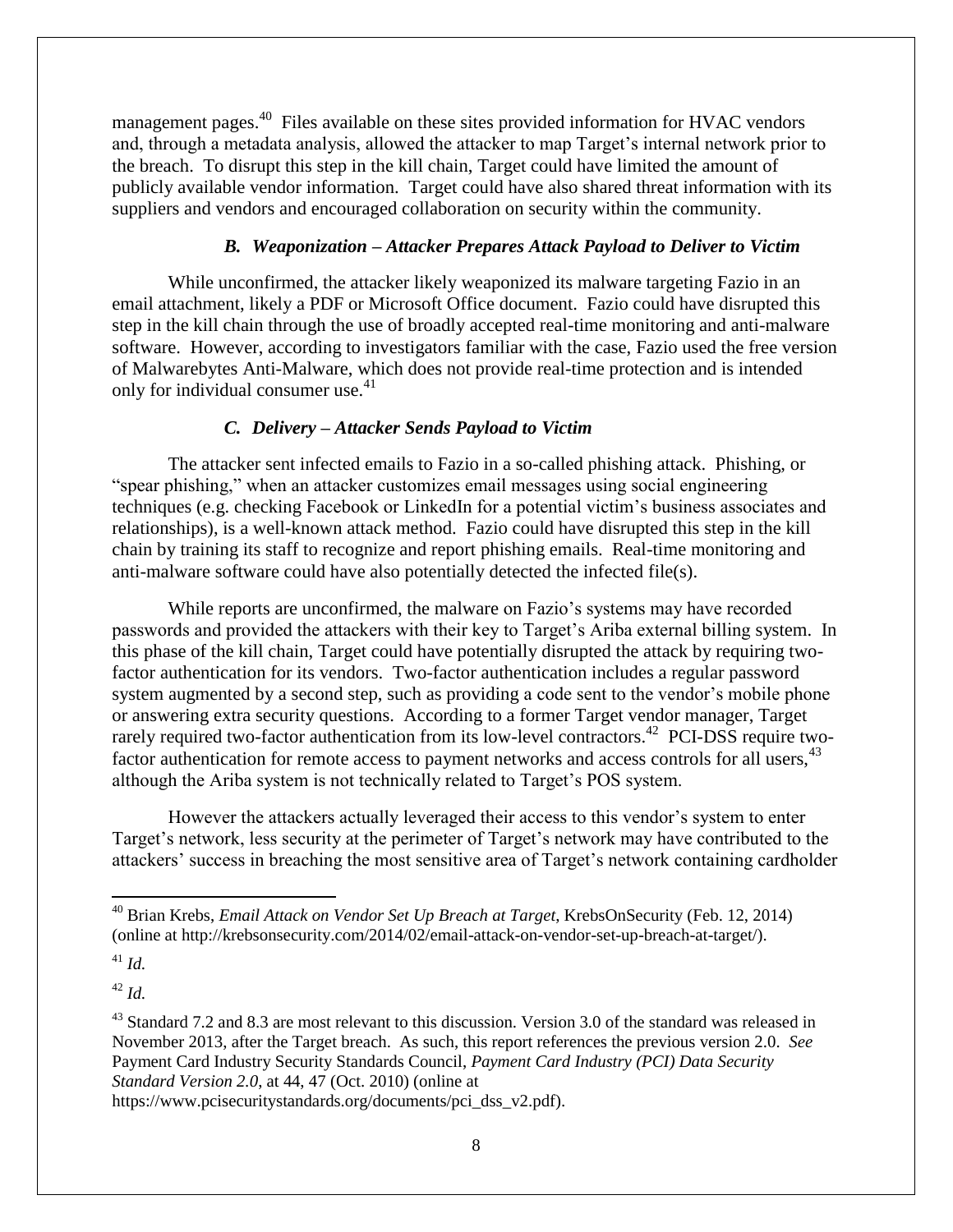management pages.[40] Files available on these sites provided information for HVAC vendors and, through a metadata analysis, allowed the attacker to map Target's internal network prior to the breach. To disrupt this step in the kill chain, Target could have limited the amount of publicly available vendor information. Target could have also shared threat information with its suppliers and vendors and encouraged collaboration on security within the community.

### *B. Weaponization – Attacker Prepares Attack Payload to Deliver to Victim*

While unconfirmed, the attacker likely weaponized its malware targeting Fazio in an email attachment, likely a PDF or Microsoft Office document. Fazio could have disrupted this step in the kill chain through the use of broadly accepted real-time monitoring and anti-malware software. However, according to investigators familiar with the case, Fazio used the free version of Malwarebytes Anti-Malware, which does not provide real-time protection and is intended only for individual consumer use.[41]

### *C. Delivery – Attacker Sends Payload to Victim*

The attacker sent infected emails to Fazio in a so-called phishing attack. Phishing, or "spear phishing," when an attacker customizes email messages using social engineering techniques (e.g. checking Facebook or LinkedIn for a potential victim's business associates and relationships), is a well-known attack method. Fazio could have disrupted this step in the kill chain by training its staff to recognize and report phishing emails. Real-time monitoring and anti-malware software could have also potentially detected the infected file(s).

While reports are unconfirmed, the malware on Fazio's systems may have recorded passwords and provided the attackers with their key to Target's Ariba external billing system. In this phase of the kill chain, Target could have potentially disrupted the attack by requiring two-factor authentication for its vendors. Two-factor authentication includes a regular password system augmented by a second step, such as providing a code sent to the vendor's mobile phone or answering extra security questions. According to a former Target vendor manager, Target rarely required two-factor authentication from its low-level contractors.[42] PCI-DSS require two-factor authentication for remote access to payment networks and access controls for all users,[43] although the Ariba system is not technically related to Target's POS system.

However the attackers actually leveraged their access to this vendor's system to enter Target's network, less security at the perimeter of Target's network may have contributed to the attackers' success in breaching the most sensitive area of Target's network containing cardholder

---

[40] Brian Krebs, *Email Attack on Vendor Set Up Breach at Target*, KrebsOnSecurity (Feb. 12, 2014) (online at http://krebsonsecurity.com/2014/02/email-attack-on-vendor-set-up-breach-at-target/).

[41] *Id.*

[42] *Id.*

[43] Standard 7.2 and 8.3 are most relevant to this discussion. Version 3.0 of the standard was released in November 2013, after the Target breach. As such, this report references the previous version 2.0. *See* Payment Card Industry Security Standards Council, *Payment Card Industry (PCI) Data Security Standard Version 2.0*, at 44, 47 (Oct. 2010) (online at https://www.pcisecuritystandards.org/documents/pci_dss_v2.pdf).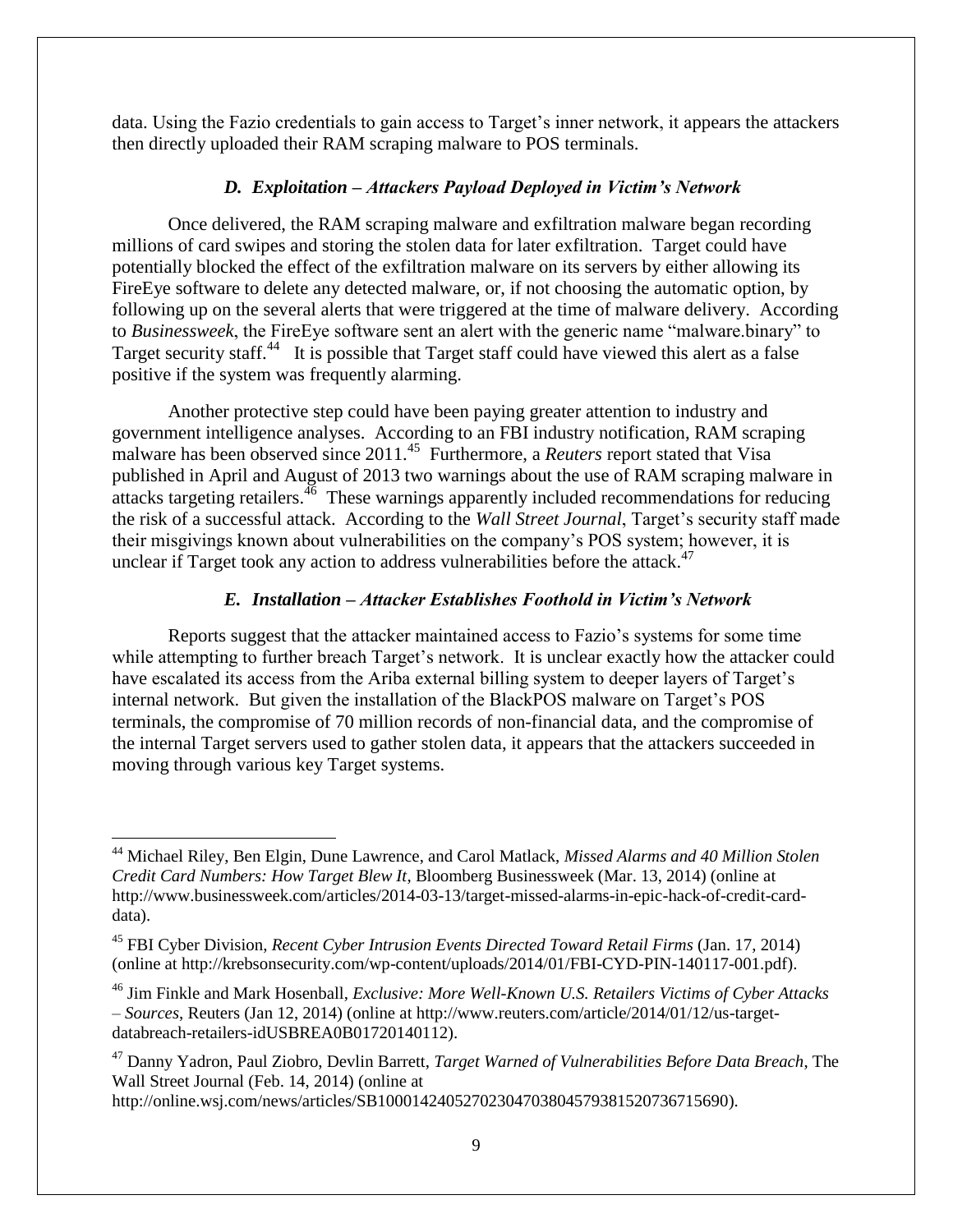data. Using the Fazio credentials to gain access to Target's inner network, it appears the attackers then directly uploaded their RAM scraping malware to POS terminals.

### *D. Exploitation – Attackers Payload Deployed in Victim's Network*

Once delivered, the RAM scraping malware and exfiltration malware began recording millions of card swipes and storing the stolen data for later exfiltration. Target could have potentially blocked the effect of the exfiltration malware on its servers by either allowing its FireEye software to delete any detected malware, or, if not choosing the automatic option, by following up on the several alerts that were triggered at the time of malware delivery. According to *Businessweek*, the FireEye software sent an alert with the generic name "malware.binary" to Target security staff.[44] It is possible that Target staff could have viewed this alert as a false positive if the system was frequently alarming.

Another protective step could have been paying greater attention to industry and government intelligence analyses. According to an FBI industry notification, RAM scraping malware has been observed since 2011.[45] Furthermore, a *Reuters* report stated that Visa published in April and August of 2013 two warnings about the use of RAM scraping malware in attacks targeting retailers.[46] These warnings apparently included recommendations for reducing the risk of a successful attack. According to the *Wall Street Journal*, Target's security staff made their misgivings known about vulnerabilities on the company's POS system; however, it is unclear if Target took any action to address vulnerabilities before the attack.[47]

### *E. Installation – Attacker Establishes Foothold in Victim's Network*

Reports suggest that the attacker maintained access to Fazio's systems for some time while attempting to further breach Target's network. It is unclear exactly how the attacker could have escalated its access from the Ariba external billing system to deeper layers of Target's internal network. But given the installation of the BlackPOS malware on Target's POS terminals, the compromise of 70 million records of non-financial data, and the compromise of the internal Target servers used to gather stolen data, it appears that the attackers succeeded in moving through various key Target systems.

---

[44] Michael Riley, Ben Elgin, Dune Lawrence, and Carol Matlack, *Missed Alarms and 40 Million Stolen Credit Card Numbers: How Target Blew It*, Bloomberg Businessweek (Mar. 13, 2014) (online at http://www.businessweek.com/articles/2014-03-13/target-missed-alarms-in-epic-hack-of-credit-card-data).

[45] FBI Cyber Division, *Recent Cyber Intrusion Events Directed Toward Retail Firms* (Jan. 17, 2014) (online at http://krebsonsecurity.com/wp-content/uploads/2014/01/FBI-CYD-PIN-140117-001.pdf).

[46] Jim Finkle and Mark Hosenball, *Exclusive: More Well-Known U.S. Retailers Victims of Cyber Attacks – Sources*, Reuters (Jan 12, 2014) (online at http://www.reuters.com/article/2014/01/12/us-target-databreach-retailers-idUSBREA0B01720140112).

[47] Danny Yadron, Paul Ziobro, Devlin Barrett, *Target Warned of Vulnerabilities Before Data Breach*, The Wall Street Journal (Feb. 14, 2014) (online at http://online.wsj.com/news/articles/SB10001424052702304703804579381520736715690).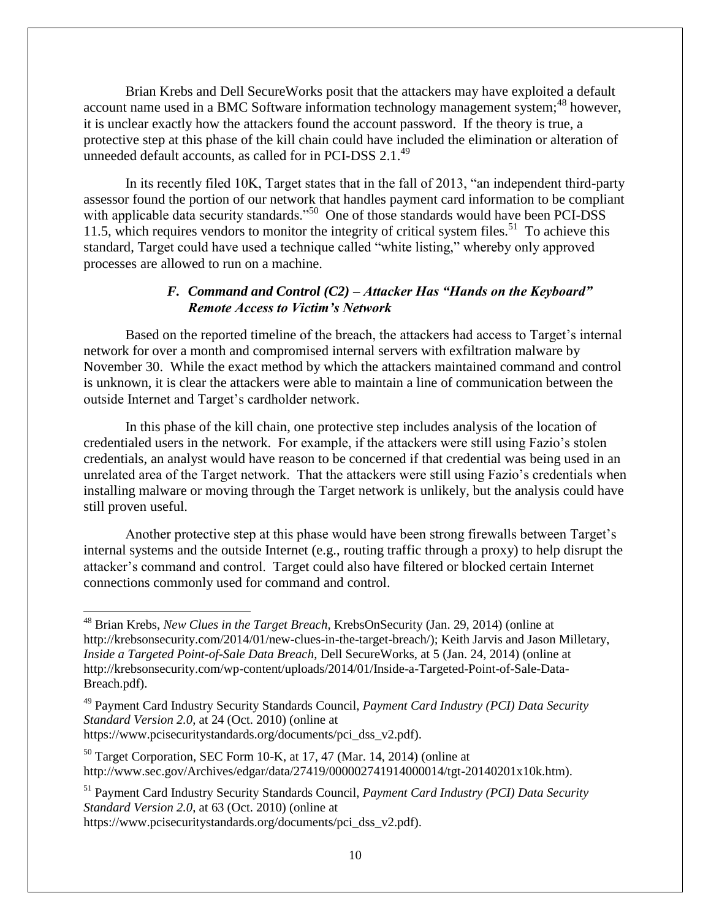Brian Krebs and Dell SecureWorks posit that the attackers may have exploited a default account name used in a BMC Software information technology management system;[48] however, it is unclear exactly how the attackers found the account password. If the theory is true, a protective step at this phase of the kill chain could have included the elimination or alteration of unneeded default accounts, as called for in PCI-DSS 2.1.[49]

In its recently filed 10K, Target states that in the fall of 2013, "an independent third-party assessor found the portion of our network that handles payment card information to be compliant with applicable data security standards."[50] One of those standards would have been PCI-DSS 11.5, which requires vendors to monitor the integrity of critical system files.[51] To achieve this standard, Target could have used a technique called "white listing," whereby only approved processes are allowed to run on a machine.

### *F. Command and Control (C2) – Attacker Has "Hands on the Keyboard" Remote Access to Victim's Network*

Based on the reported timeline of the breach, the attackers had access to Target's internal network for over a month and compromised internal servers with exfiltration malware by November 30. While the exact method by which the attackers maintained command and control is unknown, it is clear the attackers were able to maintain a line of communication between the outside Internet and Target's cardholder network.

In this phase of the kill chain, one protective step includes analysis of the location of credentialed users in the network. For example, if the attackers were still using Fazio's stolen credentials, an analyst would have reason to be concerned if that credential was being used in an unrelated area of the Target network. That the attackers were still using Fazio's credentials when installing malware or moving through the Target network is unlikely, but the analysis could have still proven useful.

Another protective step at this phase would have been strong firewalls between Target's internal systems and the outside Internet (e.g., routing traffic through a proxy) to help disrupt the attacker's command and control. Target could also have filtered or blocked certain Internet connections commonly used for command and control.

---

[48] Brian Krebs, *New Clues in the Target Breach*, KrebsOnSecurity (Jan. 29, 2014) (online at http://krebsonsecurity.com/2014/01/new-clues-in-the-target-breach/); Keith Jarvis and Jason Milletary, *Inside a Targeted Point-of-Sale Data Breach*, Dell SecureWorks, at 5 (Jan. 24, 2014) (online at http://krebsonsecurity.com/wp-content/uploads/2014/01/Inside-a-Targeted-Point-of-Sale-Data-Breach.pdf).

[49] Payment Card Industry Security Standards Council, *Payment Card Industry (PCI) Data Security Standard Version 2.0*, at 24 (Oct. 2010) (online at https://www.pcisecuritystandards.org/documents/pci_dss_v2.pdf).

[50] Target Corporation, SEC Form 10-K, at 17, 47 (Mar. 14, 2014) (online at http://www.sec.gov/Archives/edgar/data/27419/000002741914000014/tgt-20140201x10k.htm).

[51] Payment Card Industry Security Standards Council, *Payment Card Industry (PCI) Data Security Standard Version 2.0*, at 63 (Oct. 2010) (online at https://www.pcisecuritystandards.org/documents/pci_dss_v2.pdf).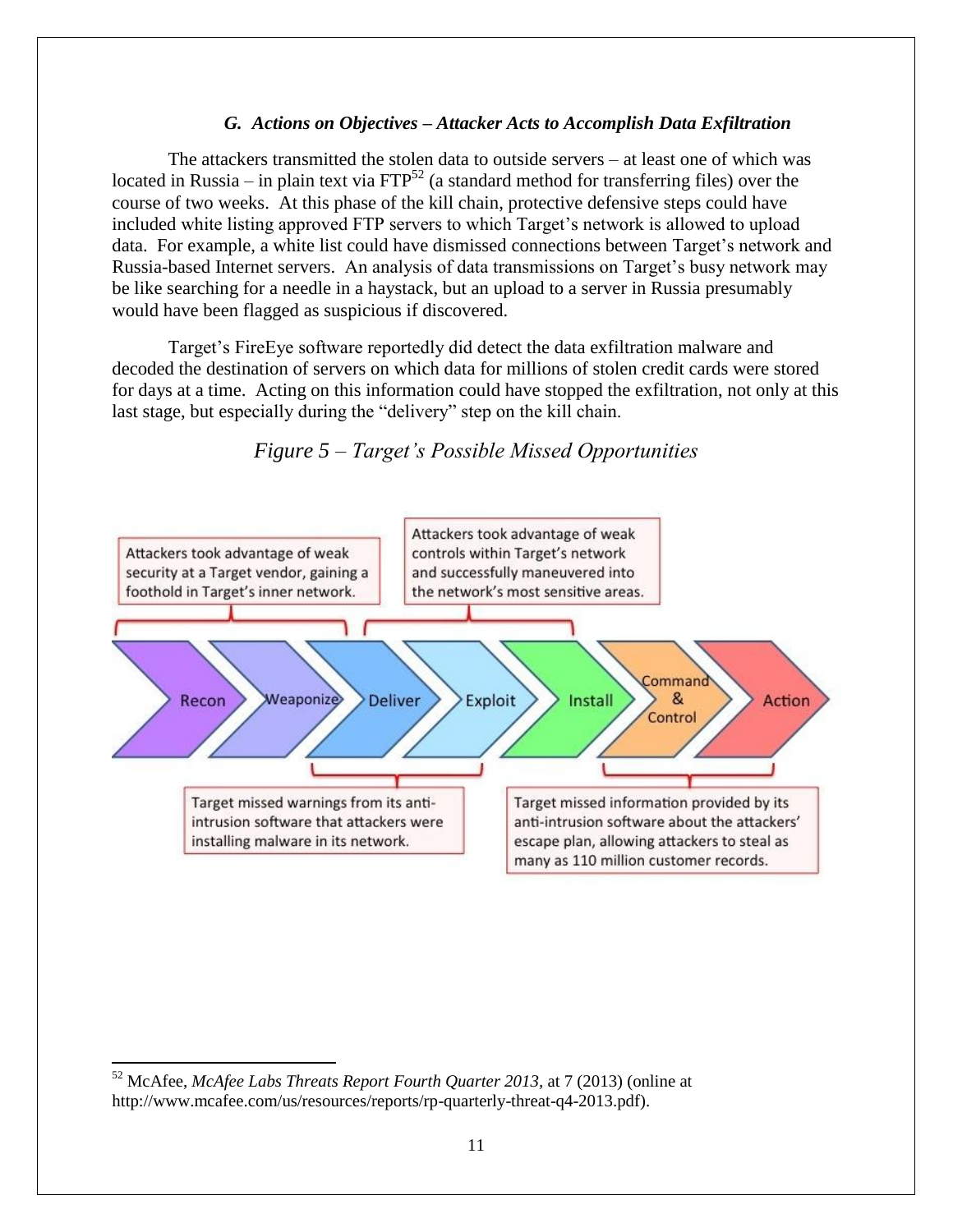### *G. Actions on Objectives – Attacker Acts to Accomplish Data Exfiltration*

The attackers transmitted the stolen data to outside servers – at least one of which was located in Russia – in plain text via FTP[52] (a standard method for transferring files) over the course of two weeks. At this phase of the kill chain, protective defensive steps could have included white listing approved FTP servers to which Target's network is allowed to upload data. For example, a white list could have dismissed connections between Target's network and Russia-based Internet servers. An analysis of data transmissions on Target's busy network may be like searching for a needle in a haystack, but an upload to a server in Russia presumably would have been flagged as suspicious if discovered.

Target's FireEye software reportedly did detect the data exfiltration malware and decoded the destination of servers on which data for millions of stolen credit cards were stored for days at a time. Acting on this information could have stopped the exfiltration, not only at this last stage, but especially during the "delivery" step on the kill chain.

*Figure 5 – Target's Possible Missed Opportunities*

Attackers took advantage of weak security at a Target vendor, gaining a foothold in Target's inner network.

Attackers took advantage of weak controls within Target's network and successfully maneuvered into the network's most sensitive areas.

Recon → Weaponize → Deliver → Exploit → Install → Command & Control → Action

Target missed warnings from its anti-intrusion software that attackers were installing malware in its network.

Target missed information provided by its anti-intrusion software about the attackers' escape plan, allowing attackers to steal as many as 110 million customer records.

---

[52] McAfee, *McAfee Labs Threats Report Fourth Quarter 2013,* at 7 (2013) (online at http://www.mcafee.com/us/resources/reports/rp-quarterly-threat-q4-2013.pdf).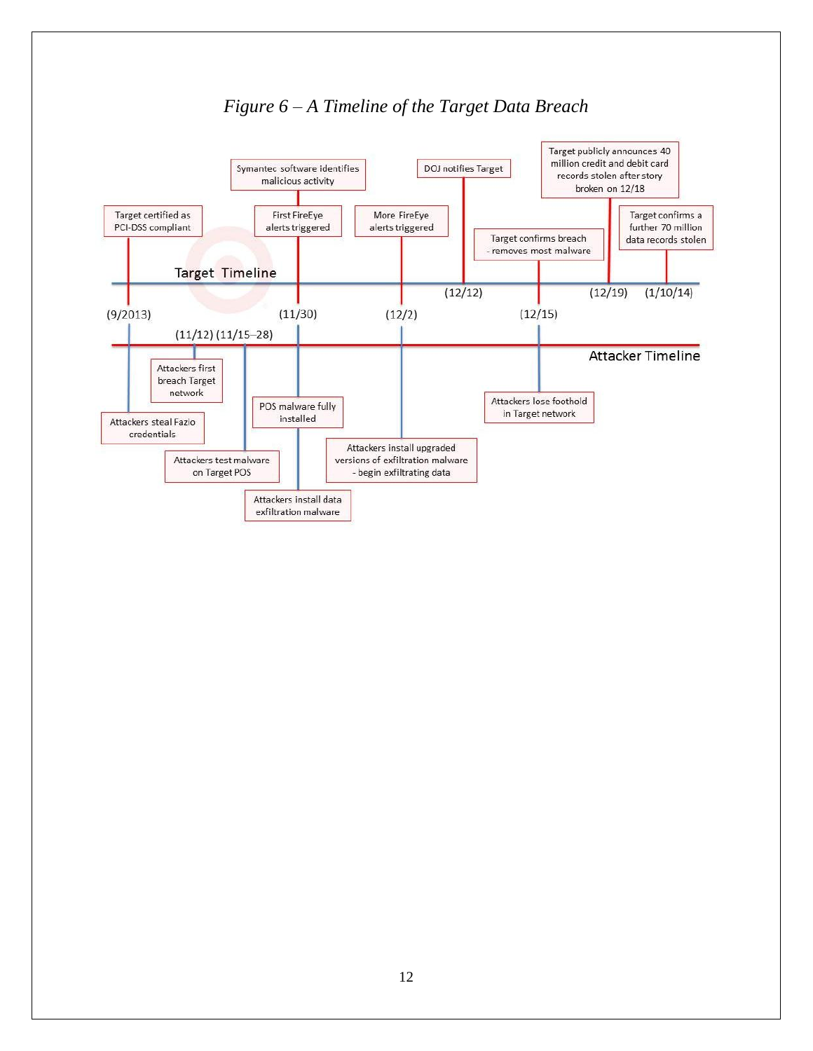*Figure 6 – A Timeline of the Target Data Breach*

**Target Timeline**

- (9/2013) Target certified as PCI-DSS compliant
- (11/30) First FireEye alerts triggered; Symantec software identifies malicious activity
- (12/2) More FireEye alerts triggered
- (12/12) DOJ notifies Target
- (12/15) Target confirms breach - removes most malware
- (12/19) Target publicly announces 40 million credit and debit card records stolen after story broken on 12/18
- (1/10/14) Target confirms a further 70 million data records stolen

**Attacker Timeline**

- (9/2013) Attackers steal Fazio credentials
- (11/12) Attackers first breach Target network
- (11/15–28) Attackers test malware on Target POS
- (11/30) POS malware fully installed; Attackers install data exfiltration malware
- (12/2) Attackers install upgraded versions of exfiltration malware - begin exfiltrating data
- (12/15) Attackers lose foothold in Target network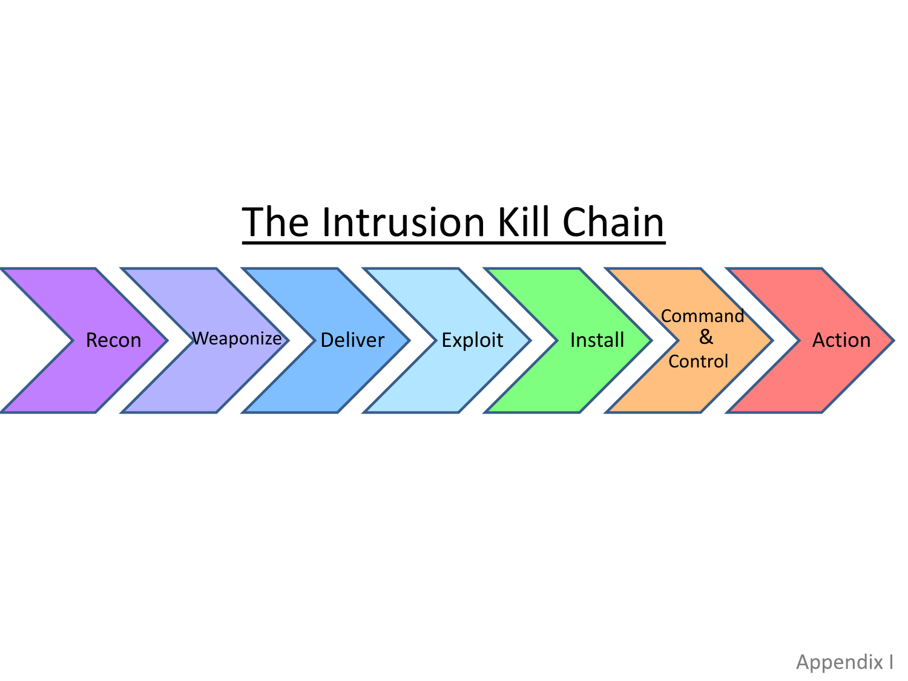# The Intrusion Kill Chain

Recon → Weaponize → Deliver → Exploit → Install → Command & Control → Action

Appendix I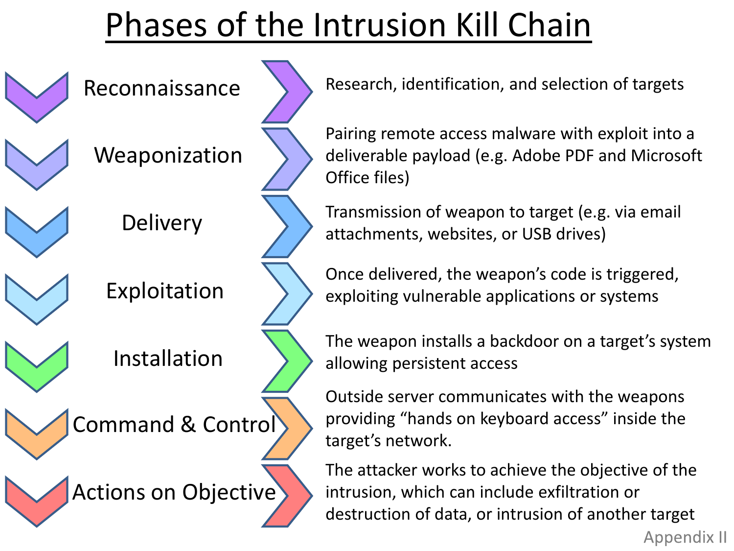# Phases of the Intrusion Kill Chain

| Phase | Description |
|---|---|
| Reconnaissance | Research, identification, and selection of targets |
| Weaponization | Pairing remote access malware with exploit into a deliverable payload (e.g. Adobe PDF and Microsoft Office files) |
| Delivery | Transmission of weapon to target (e.g. via email attachments, websites, or USB drives) |
| Exploitation | Once delivered, the weapon's code is triggered, exploiting vulnerable applications or systems |
| Installation | The weapon installs a backdoor on a target's system allowing persistent access |
| Command & Control | Outside server communicates with the weapons providing "hands on keyboard access" inside the target's network. |
| Actions on Objective | The attacker works to achieve the objective of the intrusion, which can include exfiltration or destruction of data, or intrusion of another target |

Appendix II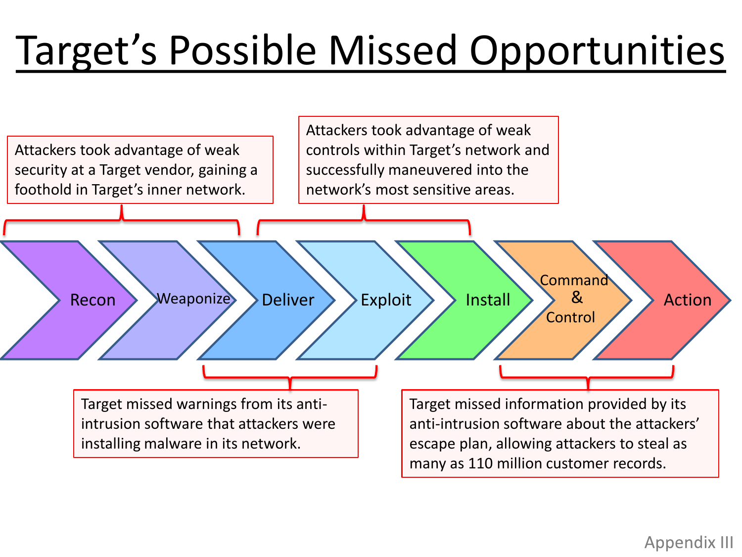# Target's Possible Missed Opportunities

Recon → Weaponize → Deliver → Exploit → Install → Command & Control → Action

- **Recon – Deliver:** Attackers took advantage of weak security at a Target vendor, gaining a foothold in Target's inner network.
- **Deliver – Exploit:** Target missed warnings from its anti-intrusion software that attackers were installing malware in its network.
- **Deliver – Install:** Attackers took advantage of weak controls within Target's network and successfully maneuvered into the network's most sensitive areas.
- **Command & Control – Action:** Target missed information provided by its anti-intrusion software about the attackers' escape plan, allowing attackers to steal as many as 110 million customer records.

Appendix III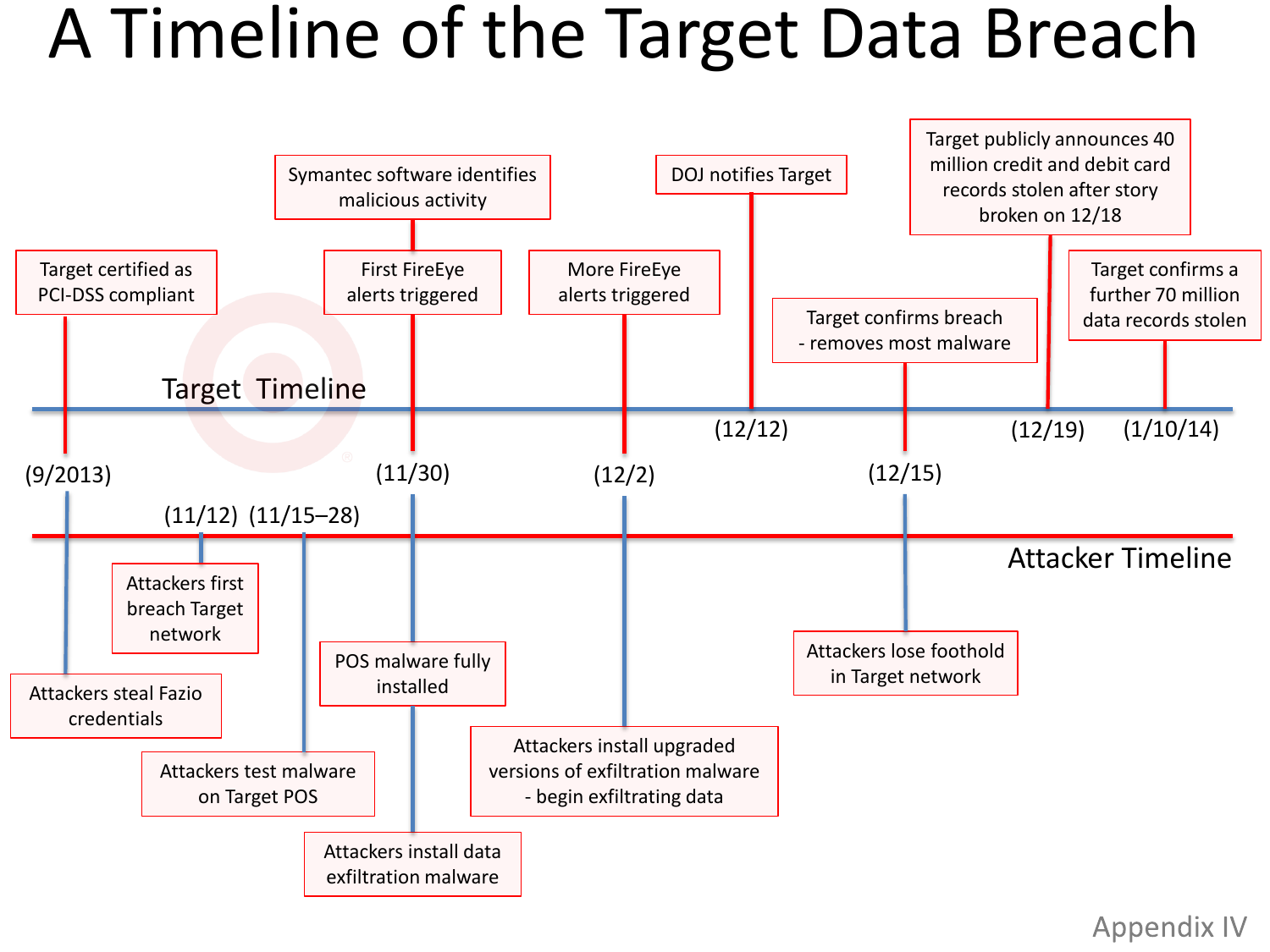# A Timeline of the Target Data Breach

Target Timeline

Target certified as PCI-DSS compliant

(9/2013)

Symantec software identifies malicious activity

First FireEye alerts triggered

(11/30)

More FireEye alerts triggered

(12/2)

DOJ notifies Target

(12/12)

Target confirms breach - removes most malware

(12/15)

Target publicly announces 40 million credit and debit card records stolen after story broken on 12/18

(12/19)

Target confirms a further 70 million data records stolen

(1/10/14)

Attacker Timeline

Attackers steal Fazio credentials

(11/12)

Attackers first breach Target network

(11/15–28)

Attackers test malware on Target POS

POS malware fully installed

Attackers install data exfiltration malware

Attackers install upgraded versions of exfiltration malware - begin exfiltrating data

Attackers lose foothold in Target network

Appendix IV